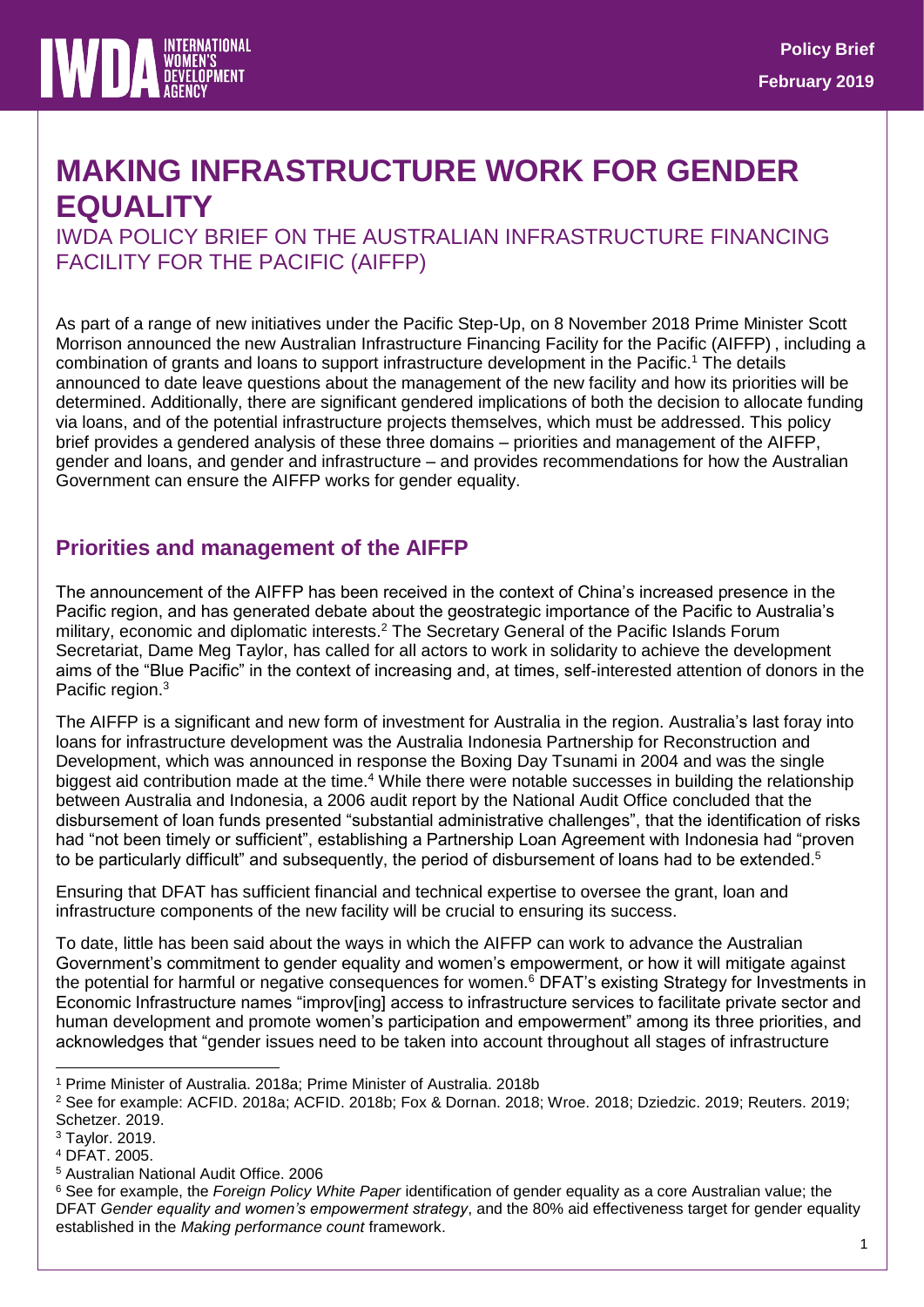**Policy Brief**
**February 2019**

# MAKING INFRASTRUCTURE WORK FOR GENDER EQUALITY

## IWDA POLICY BRIEF ON THE AUSTRALIAN INFRASTRUCTURE FINANCING FACILITY FOR THE PACIFIC (AIFFP)

As part of a range of new initiatives under the Pacific Step-Up, on 8 November 2018 Prime Minister Scott Morrison announced the new Australian Infrastructure Financing Facility for the Pacific (AIFFP) , including a combination of grants and loans to support infrastructure development in the Pacific.[1] The details announced to date leave questions about the management of the new facility and how its priorities will be determined. Additionally, there are significant gendered implications of both the decision to allocate funding via loans, and of the potential infrastructure projects themselves, which must be addressed. This policy brief provides a gendered analysis of these three domains – priorities and management of the AIFFP, gender and loans, and gender and infrastructure – and provides recommendations for how the Australian Government can ensure the AIFFP works for gender equality.

## Priorities and management of the AIFFP

The announcement of the AIFFP has been received in the context of China's increased presence in the Pacific region, and has generated debate about the geostrategic importance of the Pacific to Australia's military, economic and diplomatic interests.[2] The Secretary General of the Pacific Islands Forum Secretariat, Dame Meg Taylor, has called for all actors to work in solidarity to achieve the development aims of the "Blue Pacific" in the context of increasing and, at times, self-interested attention of donors in the Pacific region.[3]

The AIFFP is a significant and new form of investment for Australia in the region. Australia's last foray into loans for infrastructure development was the Australia Indonesia Partnership for Reconstruction and Development, which was announced in response the Boxing Day Tsunami in 2004 and was the single biggest aid contribution made at the time.[4] While there were notable successes in building the relationship between Australia and Indonesia, a 2006 audit report by the National Audit Office concluded that the disbursement of loan funds presented "substantial administrative challenges", that the identification of risks had "not been timely or sufficient", establishing a Partnership Loan Agreement with Indonesia had "proven to be particularly difficult" and subsequently, the period of disbursement of loans had to be extended.[5]

Ensuring that DFAT has sufficient financial and technical expertise to oversee the grant, loan and infrastructure components of the new facility will be crucial to ensuring its success.

To date, little has been said about the ways in which the AIFFP can work to advance the Australian Government's commitment to gender equality and women's empowerment, or how it will mitigate against the potential for harmful or negative consequences for women.[6] DFAT's existing Strategy for Investments in Economic Infrastructure names "improv[ing] access to infrastructure services to facilitate private sector and human development and promote women's participation and empowerment" among its three priorities, and acknowledges that "gender issues need to be taken into account throughout all stages of infrastructure

---

[1] Prime Minister of Australia. 2018a; Prime Minister of Australia. 2018b

[2] See for example: ACFID. 2018a; ACFID. 2018b; Fox & Dornan. 2018; Wroe. 2018; Dziedzic. 2019; Reuters. 2019; Schetzer. 2019.

[3] Taylor. 2019.

[4] DFAT. 2005.

[5] Australian National Audit Office. 2006

[6] See for example, the *Foreign Policy White Paper* identification of gender equality as a core Australian value; the DFAT *Gender equality and women's empowerment strategy*, and the 80% aid effectiveness target for gender equality established in the *Making performance count* framework.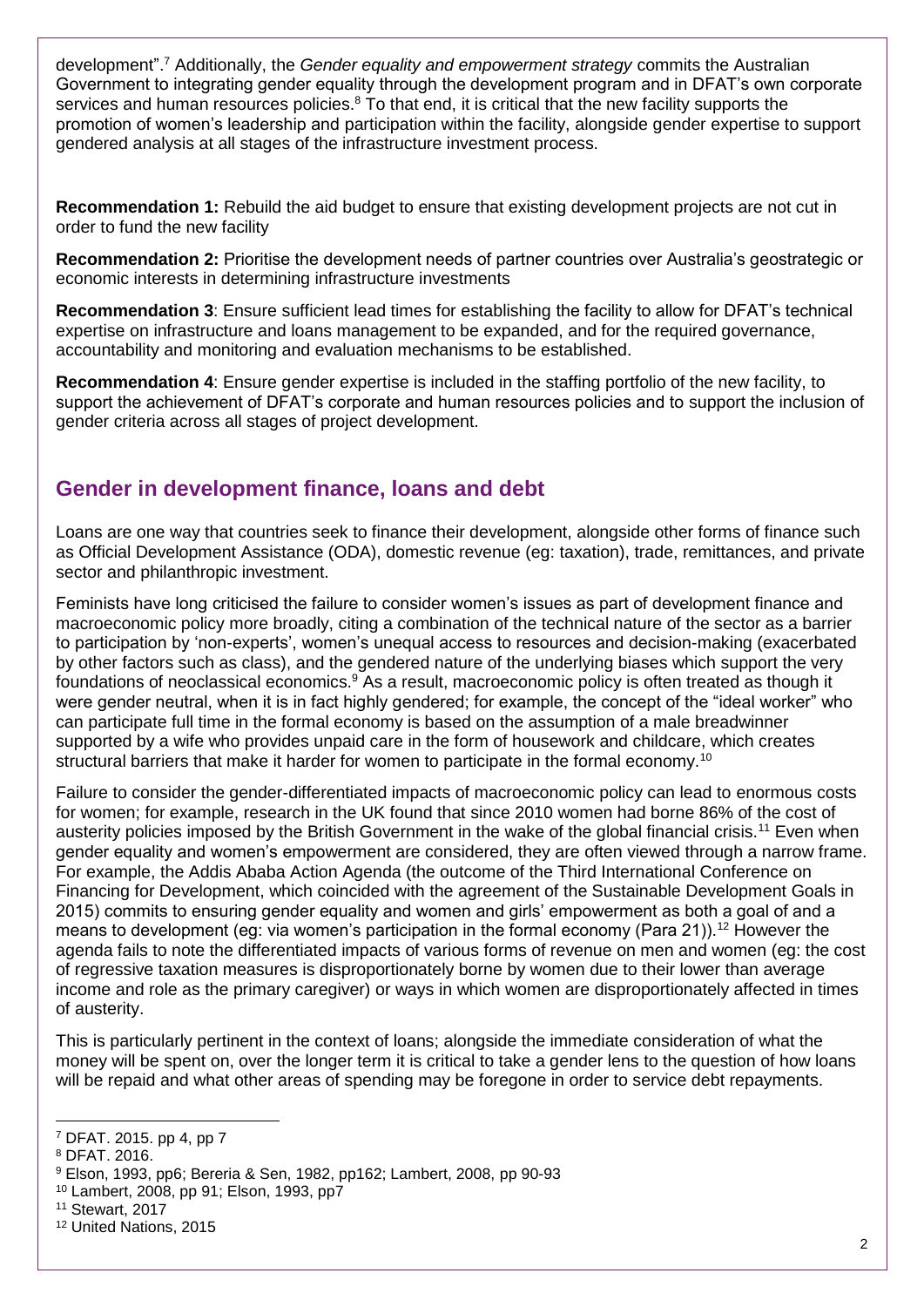development".[7] Additionally, the *Gender equality and empowerment strategy* commits the Australian Government to integrating gender equality through the development program and in DFAT's own corporate services and human resources policies.[8] To that end, it is critical that the new facility supports the promotion of women's leadership and participation within the facility, alongside gender expertise to support gendered analysis at all stages of the infrastructure investment process.

**Recommendation 1:** Rebuild the aid budget to ensure that existing development projects are not cut in order to fund the new facility

**Recommendation 2:** Prioritise the development needs of partner countries over Australia's geostrategic or economic interests in determining infrastructure investments

**Recommendation 3**: Ensure sufficient lead times for establishing the facility to allow for DFAT's technical expertise on infrastructure and loans management to be expanded, and for the required governance, accountability and monitoring and evaluation mechanisms to be established.

**Recommendation 4**: Ensure gender expertise is included in the staffing portfolio of the new facility, to support the achievement of DFAT's corporate and human resources policies and to support the inclusion of gender criteria across all stages of project development.

## Gender in development finance, loans and debt

Loans are one way that countries seek to finance their development, alongside other forms of finance such as Official Development Assistance (ODA), domestic revenue (eg: taxation), trade, remittances, and private sector and philanthropic investment.

Feminists have long criticised the failure to consider women's issues as part of development finance and macroeconomic policy more broadly, citing a combination of the technical nature of the sector as a barrier to participation by 'non-experts', women's unequal access to resources and decision-making (exacerbated by other factors such as class), and the gendered nature of the underlying biases which support the very foundations of neoclassical economics.[9] As a result, macroeconomic policy is often treated as though it were gender neutral, when it is in fact highly gendered; for example, the concept of the "ideal worker" who can participate full time in the formal economy is based on the assumption of a male breadwinner supported by a wife who provides unpaid care in the form of housework and childcare, which creates structural barriers that make it harder for women to participate in the formal economy.[10]

Failure to consider the gender-differentiated impacts of macroeconomic policy can lead to enormous costs for women; for example, research in the UK found that since 2010 women had borne 86% of the cost of austerity policies imposed by the British Government in the wake of the global financial crisis.[11] Even when gender equality and women's empowerment are considered, they are often viewed through a narrow frame. For example, the Addis Ababa Action Agenda (the outcome of the Third International Conference on Financing for Development, which coincided with the agreement of the Sustainable Development Goals in 2015) commits to ensuring gender equality and women and girls' empowerment as both a goal of and a means to development (eg: via women's participation in the formal economy (Para 21)).[12] However the agenda fails to note the differentiated impacts of various forms of revenue on men and women (eg: the cost of regressive taxation measures is disproportionately borne by women due to their lower than average income and role as the primary caregiver) or ways in which women are disproportionately affected in times of austerity.

This is particularly pertinent in the context of loans; alongside the immediate consideration of what the money will be spent on, over the longer term it is critical to take a gender lens to the question of how loans will be repaid and what other areas of spending may be foregone in order to service debt repayments.

---

[7] DFAT. 2015. pp 4, pp 7

[8] DFAT. 2016.

[9] Elson, 1993, pp6; Bereria & Sen, 1982, pp162; Lambert, 2008, pp 90-93

[10] Lambert, 2008, pp 91; Elson, 1993, pp7

[11] Stewart, 2017

[12] United Nations, 2015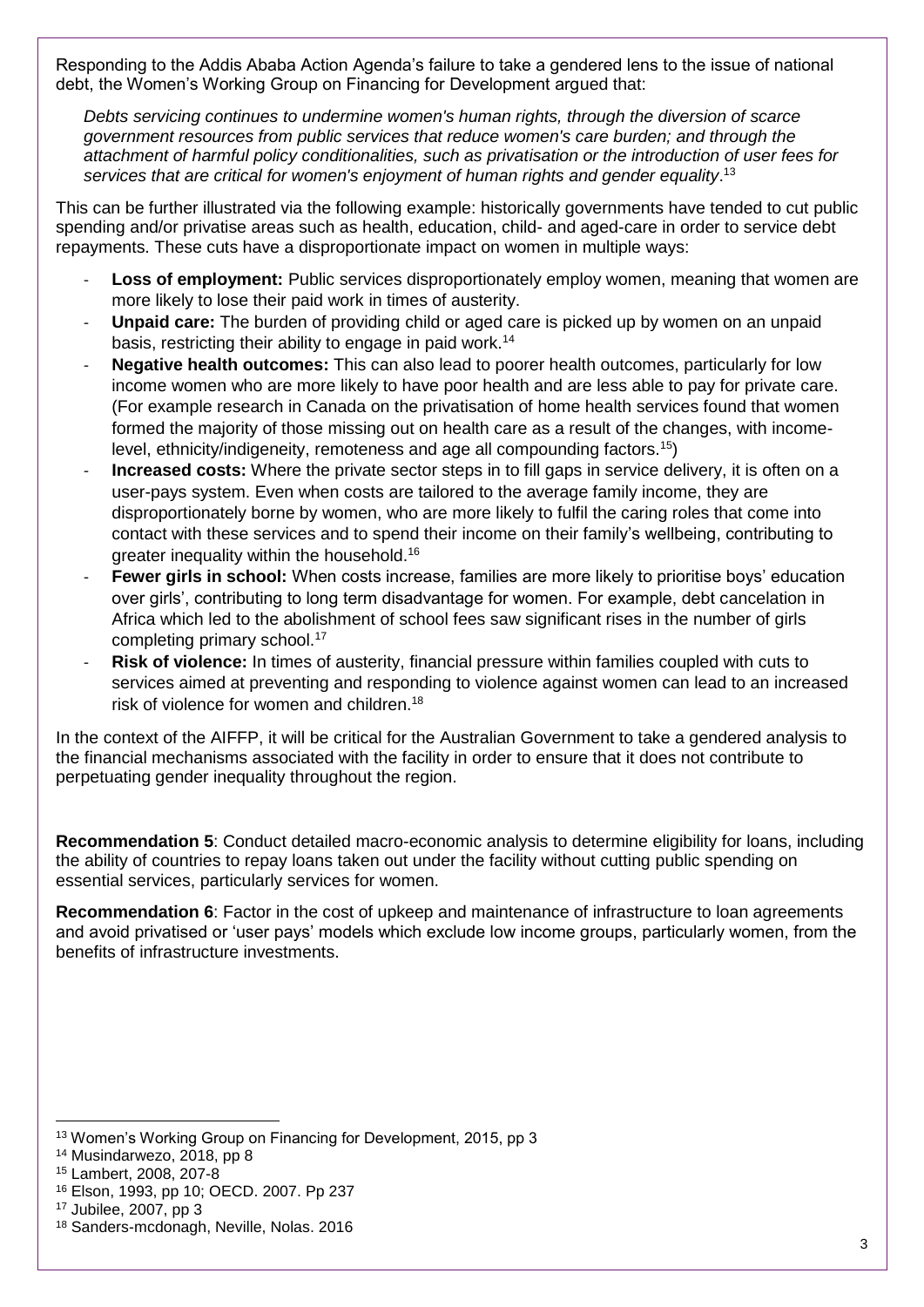Responding to the Addis Ababa Action Agenda's failure to take a gendered lens to the issue of national debt, the Women's Working Group on Financing for Development argued that:

> *Debts servicing continues to undermine women's human rights, through the diversion of scarce government resources from public services that reduce women's care burden; and through the attachment of harmful policy conditionalities, such as privatisation or the introduction of user fees for services that are critical for women's enjoyment of human rights and gender equality*.[13]

This can be further illustrated via the following example: historically governments have tended to cut public spending and/or privatise areas such as health, education, child- and aged-care in order to service debt repayments. These cuts have a disproportionate impact on women in multiple ways:

- **Loss of employment:** Public services disproportionately employ women, meaning that women are more likely to lose their paid work in times of austerity.
- **Unpaid care:** The burden of providing child or aged care is picked up by women on an unpaid basis, restricting their ability to engage in paid work.[14]
- **Negative health outcomes:** This can also lead to poorer health outcomes, particularly for low income women who are more likely to have poor health and are less able to pay for private care. (For example research in Canada on the privatisation of home health services found that women formed the majority of those missing out on health care as a result of the changes, with income-level, ethnicity/indigeneity, remoteness and age all compounding factors.[15])
- **Increased costs:** Where the private sector steps in to fill gaps in service delivery, it is often on a user-pays system. Even when costs are tailored to the average family income, they are disproportionately borne by women, who are more likely to fulfil the caring roles that come into contact with these services and to spend their income on their family's wellbeing, contributing to greater inequality within the household.[16]
- **Fewer girls in school:** When costs increase, families are more likely to prioritise boys' education over girls', contributing to long term disadvantage for women. For example, debt cancelation in Africa which led to the abolishment of school fees saw significant rises in the number of girls completing primary school.[17]
- **Risk of violence:** In times of austerity, financial pressure within families coupled with cuts to services aimed at preventing and responding to violence against women can lead to an increased risk of violence for women and children.[18]

In the context of the AIFFP, it will be critical for the Australian Government to take a gendered analysis to the financial mechanisms associated with the facility in order to ensure that it does not contribute to perpetuating gender inequality throughout the region.

**Recommendation 5**: Conduct detailed macro-economic analysis to determine eligibility for loans, including the ability of countries to repay loans taken out under the facility without cutting public spending on essential services, particularly services for women.

**Recommendation 6**: Factor in the cost of upkeep and maintenance of infrastructure to loan agreements and avoid privatised or 'user pays' models which exclude low income groups, particularly women, from the benefits of infrastructure investments.

---

[13] Women's Working Group on Financing for Development, 2015, pp 3

[14] Musindarwezo, 2018, pp 8

[15] Lambert, 2008, 207-8

[16] Elson, 1993, pp 10; OECD. 2007. Pp 237

[17] Jubilee, 2007, pp 3

[18] Sanders-mcdonagh, Neville, Nolas. 2016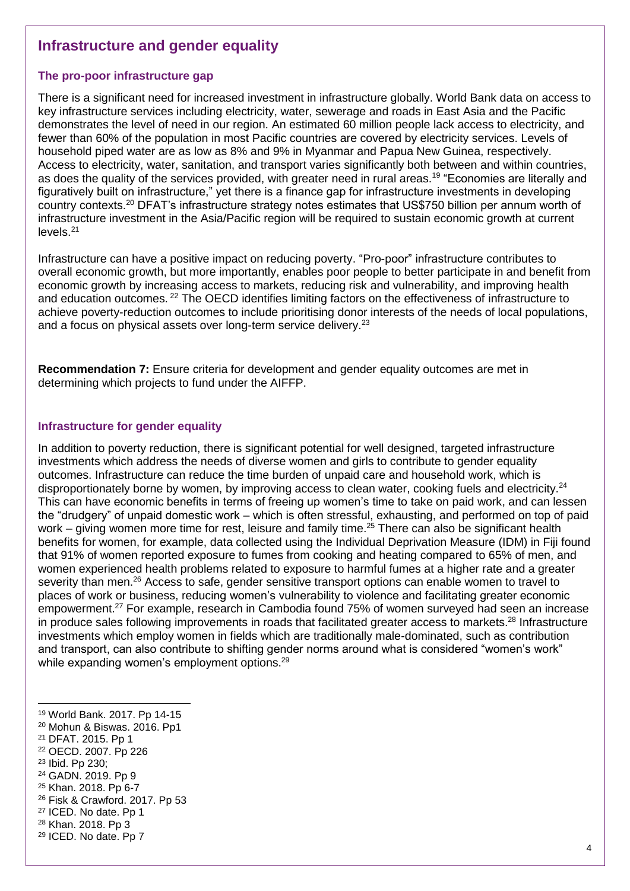## Infrastructure and gender equality

### The pro-poor infrastructure gap

There is a significant need for increased investment in infrastructure globally. World Bank data on access to key infrastructure services including electricity, water, sewerage and roads in East Asia and the Pacific demonstrates the level of need in our region. An estimated 60 million people lack access to electricity, and fewer than 60% of the population in most Pacific countries are covered by electricity services. Levels of household piped water are as low as 8% and 9% in Myanmar and Papua New Guinea, respectively. Access to electricity, water, sanitation, and transport varies significantly both between and within countries, as does the quality of the services provided, with greater need in rural areas.[19] "Economies are literally and figuratively built on infrastructure," yet there is a finance gap for infrastructure investments in developing country contexts.[20] DFAT's infrastructure strategy notes estimates that US$750 billion per annum worth of infrastructure investment in the Asia/Pacific region will be required to sustain economic growth at current levels.[21]

Infrastructure can have a positive impact on reducing poverty. "Pro-poor" infrastructure contributes to overall economic growth, but more importantly, enables poor people to better participate in and benefit from economic growth by increasing access to markets, reducing risk and vulnerability, and improving health and education outcomes.[22] The OECD identifies limiting factors on the effectiveness of infrastructure to achieve poverty-reduction outcomes to include prioritising donor interests of the needs of local populations, and a focus on physical assets over long-term service delivery.[23]

**Recommendation 7:** Ensure criteria for development and gender equality outcomes are met in determining which projects to fund under the AIFFP.

### Infrastructure for gender equality

In addition to poverty reduction, there is significant potential for well designed, targeted infrastructure investments which address the needs of diverse women and girls to contribute to gender equality outcomes. Infrastructure can reduce the time burden of unpaid care and household work, which is disproportionately borne by women, by improving access to clean water, cooking fuels and electricity.[24] This can have economic benefits in terms of freeing up women's time to take on paid work, and can lessen the "drudgery" of unpaid domestic work – which is often stressful, exhausting, and performed on top of paid work – giving women more time for rest, leisure and family time.[25] There can also be significant health benefits for women, for example, data collected using the Individual Deprivation Measure (IDM) in Fiji found that 91% of women reported exposure to fumes from cooking and heating compared to 65% of men, and women experienced health problems related to exposure to harmful fumes at a higher rate and a greater severity than men.[26] Access to safe, gender sensitive transport options can enable women to travel to places of work or business, reducing women's vulnerability to violence and facilitating greater economic empowerment.[27] For example, research in Cambodia found 75% of women surveyed had seen an increase in produce sales following improvements in roads that facilitated greater access to markets.[28] Infrastructure investments which employ women in fields which are traditionally male-dominated, such as contribution and transport, can also contribute to shifting gender norms around what is considered "women's work" while expanding women's employment options.[29]

---

[19] World Bank. 2017. Pp 14-15
[20] Mohun & Biswas. 2016. Pp1
[21] DFAT. 2015. Pp 1
[22] OECD. 2007. Pp 226
[23] Ibid. Pp 230;
[24] GADN. 2019. Pp 9
[25] Khan. 2018. Pp 6-7
[26] Fisk & Crawford. 2017. Pp 53
[27] ICED. No date. Pp 1
[28] Khan. 2018. Pp 3
[29] ICED. No date. Pp 7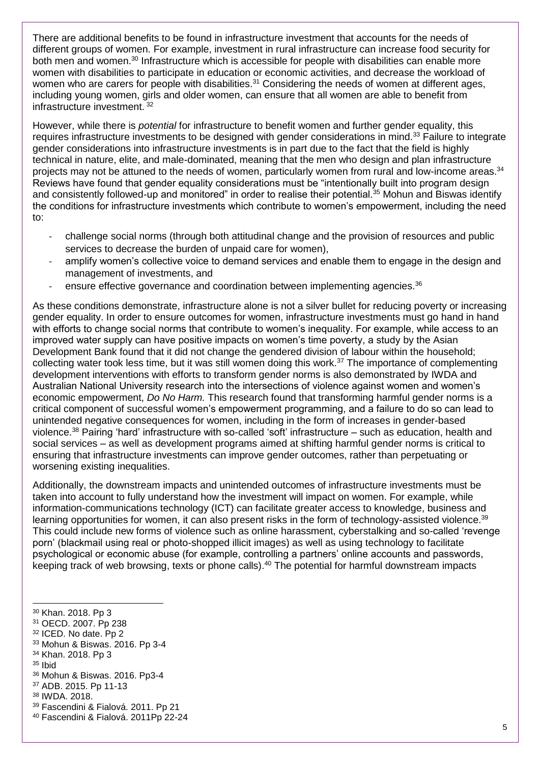There are additional benefits to be found in infrastructure investment that accounts for the needs of different groups of women. For example, investment in rural infrastructure can increase food security for both men and women.[30] Infrastructure which is accessible for people with disabilities can enable more women with disabilities to participate in education or economic activities, and decrease the workload of women who are carers for people with disabilities.[31] Considering the needs of women at different ages, including young women, girls and older women, can ensure that all women are able to benefit from infrastructure investment.[32]

However, while there is *potential* for infrastructure to benefit women and further gender equality, this requires infrastructure investments to be designed with gender considerations in mind.[33] Failure to integrate gender considerations into infrastructure investments is in part due to the fact that the field is highly technical in nature, elite, and male-dominated, meaning that the men who design and plan infrastructure projects may not be attuned to the needs of women, particularly women from rural and low-income areas.[34] Reviews have found that gender equality considerations must be "intentionally built into program design and consistently followed-up and monitored" in order to realise their potential.[35] Mohun and Biswas identify the conditions for infrastructure investments which contribute to women's empowerment, including the need to:

- challenge social norms (through both attitudinal change and the provision of resources and public services to decrease the burden of unpaid care for women),
- amplify women's collective voice to demand services and enable them to engage in the design and management of investments, and
- ensure effective governance and coordination between implementing agencies.[36]

As these conditions demonstrate, infrastructure alone is not a silver bullet for reducing poverty or increasing gender equality. In order to ensure outcomes for women, infrastructure investments must go hand in hand with efforts to change social norms that contribute to women's inequality. For example, while access to an improved water supply can have positive impacts on women's time poverty, a study by the Asian Development Bank found that it did not change the gendered division of labour within the household; collecting water took less time, but it was still women doing this work.[37] The importance of complementing development interventions with efforts to transform gender norms is also demonstrated by IWDA and Australian National University research into the intersections of violence against women and women's economic empowerment, *Do No Harm.* This research found that transforming harmful gender norms is a critical component of successful women's empowerment programming, and a failure to do so can lead to unintended negative consequences for women, including in the form of increases in gender-based violence.[38] Pairing 'hard' infrastructure with so-called 'soft' infrastructure – such as education, health and social services – as well as development programs aimed at shifting harmful gender norms is critical to ensuring that infrastructure investments can improve gender outcomes, rather than perpetuating or worsening existing inequalities.

Additionally, the downstream impacts and unintended outcomes of infrastructure investments must be taken into account to fully understand how the investment will impact on women. For example, while information-communications technology (ICT) can facilitate greater access to knowledge, business and learning opportunities for women, it can also present risks in the form of technology-assisted violence.[39] This could include new forms of violence such as online harassment, cyberstalking and so-called 'revenge porn' (blackmail using real or photo-shopped illicit images) as well as using technology to facilitate psychological or economic abuse (for example, controlling a partners' online accounts and passwords, keeping track of web browsing, texts or phone calls).[40] The potential for harmful downstream impacts

---

[30] Khan. 2018. Pp 3
[31] OECD. 2007. Pp 238
[32] ICED. No date. Pp 2
[33] Mohun & Biswas. 2016. Pp 3-4
[34] Khan. 2018. Pp 3
[35] Ibid
[36] Mohun & Biswas. 2016. Pp3-4
[37] ADB. 2015. Pp 11-13
[38] IWDA. 2018.
[39] Fascendini & Fialová. 2011. Pp 21
[40] Fascendini & Fialová. 2011Pp 22-24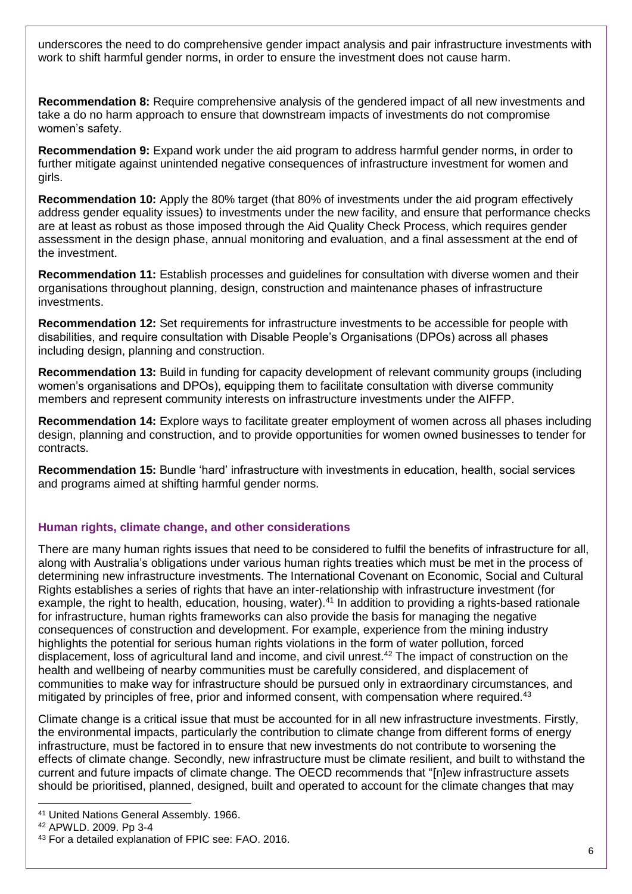underscores the need to do comprehensive gender impact analysis and pair infrastructure investments with work to shift harmful gender norms, in order to ensure the investment does not cause harm.

**Recommendation 8:** Require comprehensive analysis of the gendered impact of all new investments and take a do no harm approach to ensure that downstream impacts of investments do not compromise women's safety.

**Recommendation 9:** Expand work under the aid program to address harmful gender norms, in order to further mitigate against unintended negative consequences of infrastructure investment for women and girls.

**Recommendation 10:** Apply the 80% target (that 80% of investments under the aid program effectively address gender equality issues) to investments under the new facility, and ensure that performance checks are at least as robust as those imposed through the Aid Quality Check Process, which requires gender assessment in the design phase, annual monitoring and evaluation, and a final assessment at the end of the investment.

**Recommendation 11:** Establish processes and guidelines for consultation with diverse women and their organisations throughout planning, design, construction and maintenance phases of infrastructure investments.

**Recommendation 12:** Set requirements for infrastructure investments to be accessible for people with disabilities, and require consultation with Disable People's Organisations (DPOs) across all phases including design, planning and construction.

**Recommendation 13:** Build in funding for capacity development of relevant community groups (including women's organisations and DPOs), equipping them to facilitate consultation with diverse community members and represent community interests on infrastructure investments under the AIFFP.

**Recommendation 14:** Explore ways to facilitate greater employment of women across all phases including design, planning and construction, and to provide opportunities for women owned businesses to tender for contracts.

**Recommendation 15:** Bundle 'hard' infrastructure with investments in education, health, social services and programs aimed at shifting harmful gender norms.

### Human rights, climate change, and other considerations

There are many human rights issues that need to be considered to fulfil the benefits of infrastructure for all, along with Australia's obligations under various human rights treaties which must be met in the process of determining new infrastructure investments. The International Covenant on Economic, Social and Cultural Rights establishes a series of rights that have an inter-relationship with infrastructure investment (for example, the right to health, education, housing, water).[41] In addition to providing a rights-based rationale for infrastructure, human rights frameworks can also provide the basis for managing the negative consequences of construction and development. For example, experience from the mining industry highlights the potential for serious human rights violations in the form of water pollution, forced displacement, loss of agricultural land and income, and civil unrest.[42] The impact of construction on the health and wellbeing of nearby communities must be carefully considered, and displacement of communities to make way for infrastructure should be pursued only in extraordinary circumstances, and mitigated by principles of free, prior and informed consent, with compensation where required.[43]

Climate change is a critical issue that must be accounted for in all new infrastructure investments. Firstly, the environmental impacts, particularly the contribution to climate change from different forms of energy infrastructure, must be factored in to ensure that new investments do not contribute to worsening the effects of climate change. Secondly, new infrastructure must be climate resilient, and built to withstand the current and future impacts of climate change. The OECD recommends that "[n]ew infrastructure assets should be prioritised, planned, designed, built and operated to account for the climate changes that may

[41] United Nations General Assembly. 1966.

[42] APWLD. 2009. Pp 3-4

[43] For a detailed explanation of FPIC see: FAO. 2016.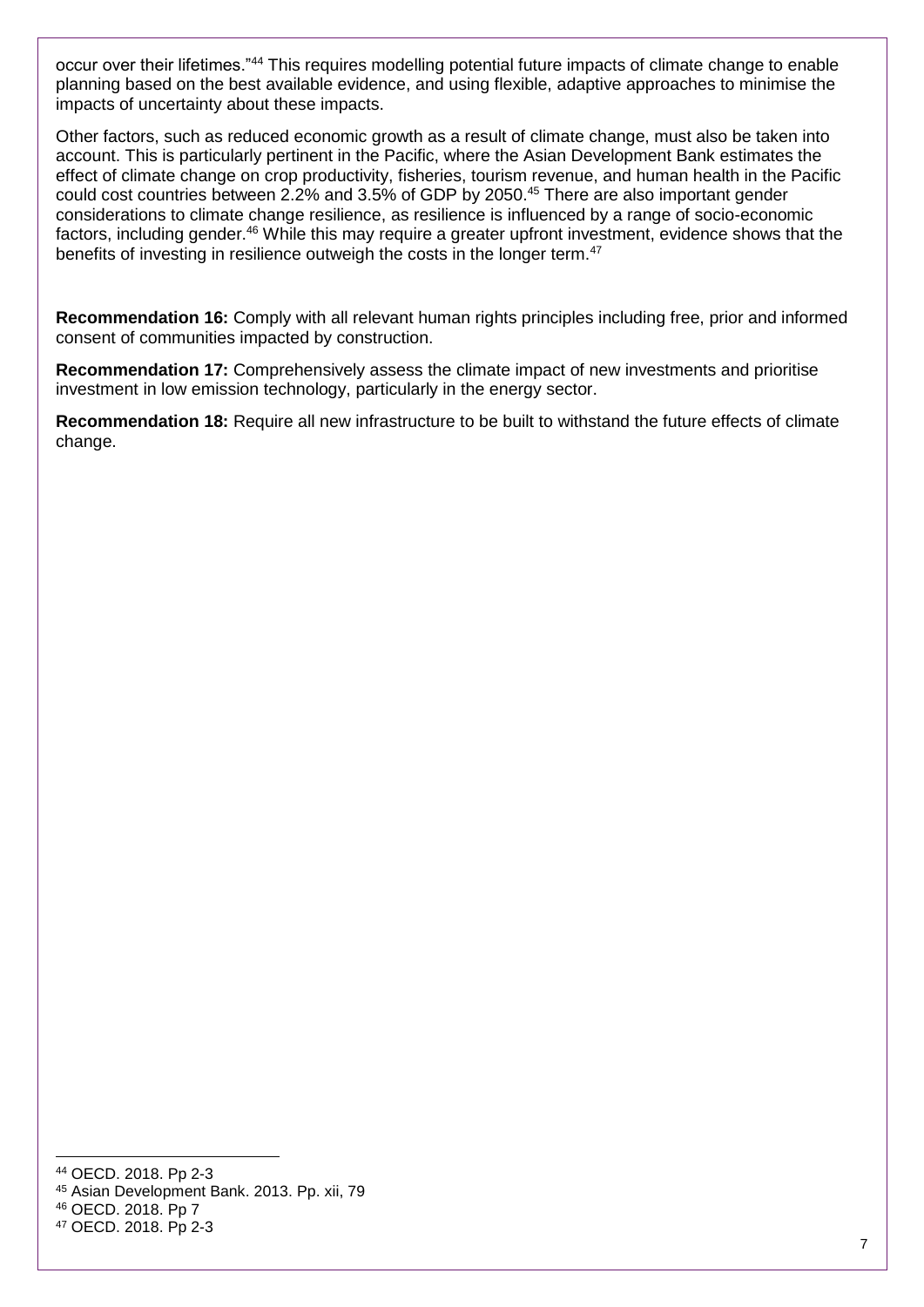occur over their lifetimes."[44] This requires modelling potential future impacts of climate change to enable planning based on the best available evidence, and using flexible, adaptive approaches to minimise the impacts of uncertainty about these impacts.

Other factors, such as reduced economic growth as a result of climate change, must also be taken into account. This is particularly pertinent in the Pacific, where the Asian Development Bank estimates the effect of climate change on crop productivity, fisheries, tourism revenue, and human health in the Pacific could cost countries between 2.2% and 3.5% of GDP by 2050.[45] There are also important gender considerations to climate change resilience, as resilience is influenced by a range of socio-economic factors, including gender.[46] While this may require a greater upfront investment, evidence shows that the benefits of investing in resilience outweigh the costs in the longer term.[47]

**Recommendation 16:** Comply with all relevant human rights principles including free, prior and informed consent of communities impacted by construction.

**Recommendation 17:** Comprehensively assess the climate impact of new investments and prioritise investment in low emission technology, particularly in the energy sector.

**Recommendation 18:** Require all new infrastructure to be built to withstand the future effects of climate change.

---

[44] OECD. 2018. Pp 2-3

[45] Asian Development Bank. 2013. Pp. xii, 79

[46] OECD. 2018. Pp 7

[47] OECD. 2018. Pp 2-3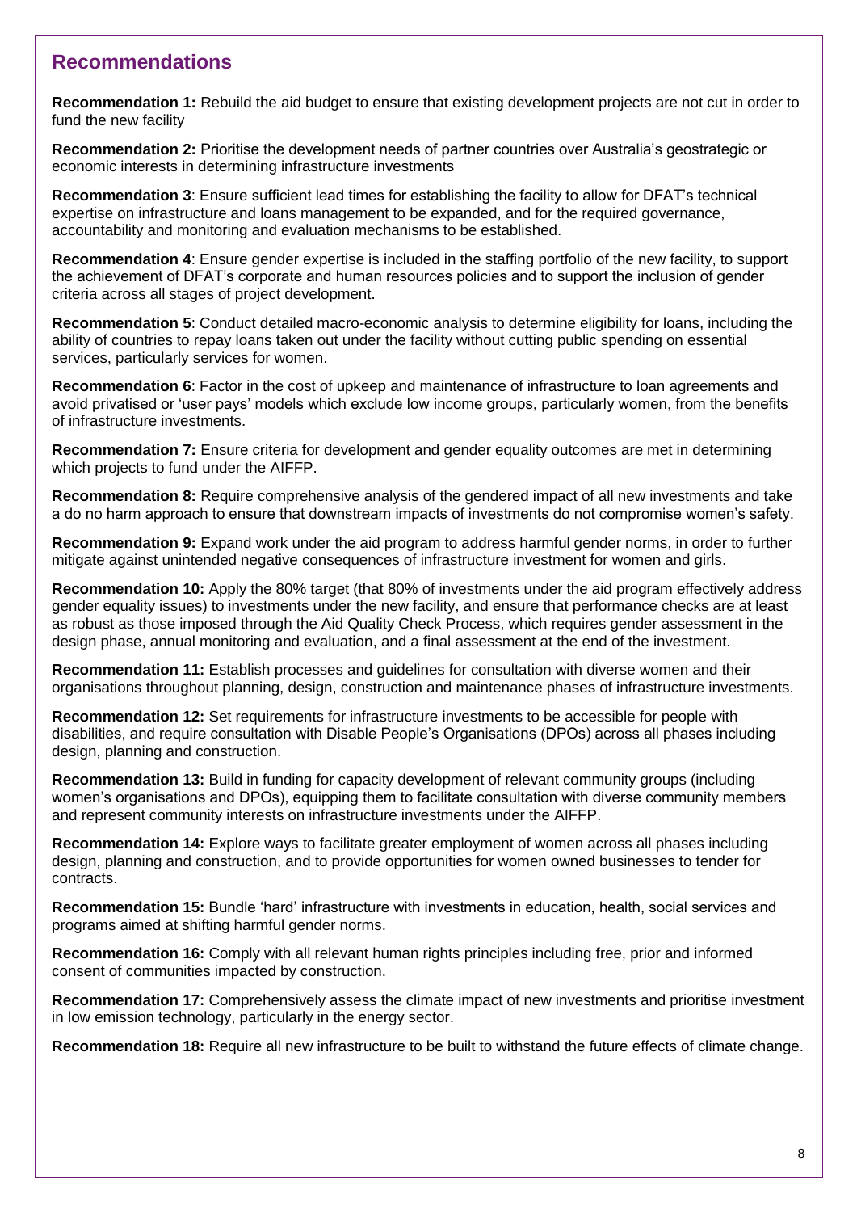## Recommendations

**Recommendation 1:** Rebuild the aid budget to ensure that existing development projects are not cut in order to fund the new facility

**Recommendation 2:** Prioritise the development needs of partner countries over Australia's geostrategic or economic interests in determining infrastructure investments

**Recommendation 3**: Ensure sufficient lead times for establishing the facility to allow for DFAT's technical expertise on infrastructure and loans management to be expanded, and for the required governance, accountability and monitoring and evaluation mechanisms to be established.

**Recommendation 4**: Ensure gender expertise is included in the staffing portfolio of the new facility, to support the achievement of DFAT's corporate and human resources policies and to support the inclusion of gender criteria across all stages of project development.

**Recommendation 5**: Conduct detailed macro-economic analysis to determine eligibility for loans, including the ability of countries to repay loans taken out under the facility without cutting public spending on essential services, particularly services for women.

**Recommendation 6**: Factor in the cost of upkeep and maintenance of infrastructure to loan agreements and avoid privatised or 'user pays' models which exclude low income groups, particularly women, from the benefits of infrastructure investments.

**Recommendation 7:** Ensure criteria for development and gender equality outcomes are met in determining which projects to fund under the AIFFP.

**Recommendation 8:** Require comprehensive analysis of the gendered impact of all new investments and take a do no harm approach to ensure that downstream impacts of investments do not compromise women's safety.

**Recommendation 9:** Expand work under the aid program to address harmful gender norms, in order to further mitigate against unintended negative consequences of infrastructure investment for women and girls.

**Recommendation 10:** Apply the 80% target (that 80% of investments under the aid program effectively address gender equality issues) to investments under the new facility, and ensure that performance checks are at least as robust as those imposed through the Aid Quality Check Process, which requires gender assessment in the design phase, annual monitoring and evaluation, and a final assessment at the end of the investment.

**Recommendation 11:** Establish processes and guidelines for consultation with diverse women and their organisations throughout planning, design, construction and maintenance phases of infrastructure investments.

**Recommendation 12:** Set requirements for infrastructure investments to be accessible for people with disabilities, and require consultation with Disable People's Organisations (DPOs) across all phases including design, planning and construction.

**Recommendation 13:** Build in funding for capacity development of relevant community groups (including women's organisations and DPOs), equipping them to facilitate consultation with diverse community members and represent community interests on infrastructure investments under the AIFFP.

**Recommendation 14:** Explore ways to facilitate greater employment of women across all phases including design, planning and construction, and to provide opportunities for women owned businesses to tender for contracts.

**Recommendation 15:** Bundle 'hard' infrastructure with investments in education, health, social services and programs aimed at shifting harmful gender norms.

**Recommendation 16:** Comply with all relevant human rights principles including free, prior and informed consent of communities impacted by construction.

**Recommendation 17:** Comprehensively assess the climate impact of new investments and prioritise investment in low emission technology, particularly in the energy sector.

**Recommendation 18:** Require all new infrastructure to be built to withstand the future effects of climate change.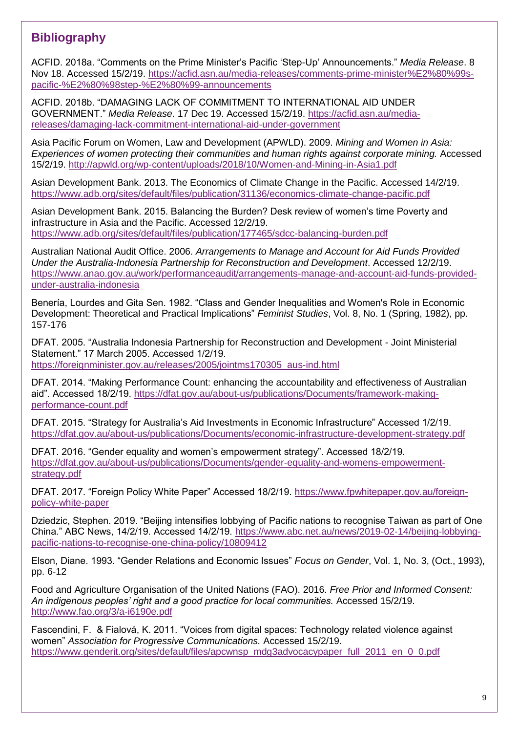## Bibliography

ACFID. 2018a. "Comments on the Prime Minister's Pacific 'Step-Up' Announcements." *Media Release*. 8 Nov 18. Accessed 15/2/19. https://acfid.asn.au/media-releases/comments-prime-minister%E2%80%99s-pacific-%E2%80%98step-%E2%80%99-announcements

ACFID. 2018b. "DAMAGING LACK OF COMMITMENT TO INTERNATIONAL AID UNDER GOVERNMENT." *Media Release*. 17 Dec 19. Accessed 15/2/19. https://acfid.asn.au/media-releases/damaging-lack-commitment-international-aid-under-government

Asia Pacific Forum on Women, Law and Development (APWLD). 2009. *Mining and Women in Asia: Experiences of women protecting their communities and human rights against corporate mining.* Accessed 15/2/19. http://apwld.org/wp-content/uploads/2018/10/Women-and-Mining-in-Asia1.pdf

Asian Development Bank. 2013. The Economics of Climate Change in the Pacific. Accessed 14/2/19. https://www.adb.org/sites/default/files/publication/31136/economics-climate-change-pacific.pdf

Asian Development Bank. 2015. Balancing the Burden? Desk review of women's time Poverty and infrastructure in Asia and the Pacific. Accessed 12/2/19. https://www.adb.org/sites/default/files/publication/177465/sdcc-balancing-burden.pdf

Australian National Audit Office. 2006. *Arrangements to Manage and Account for Aid Funds Provided Under the Australia-Indonesia Partnership for Reconstruction and Development*. Accessed 12/2/19. https://www.anao.gov.au/work/performanceaudit/arrangements-manage-and-account-aid-funds-provided-under-australia-indonesia

Benería, Lourdes and Gita Sen. 1982. "Class and Gender Inequalities and Women's Role in Economic Development: Theoretical and Practical Implications" *Feminist Studies*, Vol. 8, No. 1 (Spring, 1982), pp. 157-176

DFAT. 2005. "Australia Indonesia Partnership for Reconstruction and Development - Joint Ministerial Statement." 17 March 2005. Accessed 1/2/19. https://foreignminister.gov.au/releases/2005/jointms170305_aus-ind.html

DFAT. 2014. "Making Performance Count: enhancing the accountability and effectiveness of Australian aid". Accessed 18/2/19. https://dfat.gov.au/about-us/publications/Documents/framework-making-performance-count.pdf

DFAT. 2015. "Strategy for Australia's Aid Investments in Economic Infrastructure" Accessed 1/2/19. https://dfat.gov.au/about-us/publications/Documents/economic-infrastructure-development-strategy.pdf

DFAT. 2016. "Gender equality and women's empowerment strategy". Accessed 18/2/19. https://dfat.gov.au/about-us/publications/Documents/gender-equality-and-womens-empowerment-strategy.pdf

DFAT. 2017. "Foreign Policy White Paper" Accessed 18/2/19. https://www.fpwhitepaper.gov.au/foreign-policy-white-paper

Dziedzic, Stephen. 2019. "Beijing intensifies lobbying of Pacific nations to recognise Taiwan as part of One China." ABC News, 14/2/19. Accessed 14/2/19. https://www.abc.net.au/news/2019-02-14/beijing-lobbying-pacific-nations-to-recognise-one-china-policy/10809412

Elson, Diane. 1993. "Gender Relations and Economic Issues" *Focus on Gender*, Vol. 1, No. 3, (Oct., 1993), pp. 6-12

Food and Agriculture Organisation of the United Nations (FAO). 2016. *Free Prior and Informed Consent: An indigenous peoples' right and a good practice for local communities.* Accessed 15/2/19. http://www.fao.org/3/a-i6190e.pdf

Fascendini, F. & Fialová, K. 2011. "Voices from digital spaces: Technology related violence against women" *Association for Progressive Communications.* Accessed 15/2/19. https://www.genderit.org/sites/default/files/apcwnsp_mdg3advocacypaper_full_2011_en_0_0.pdf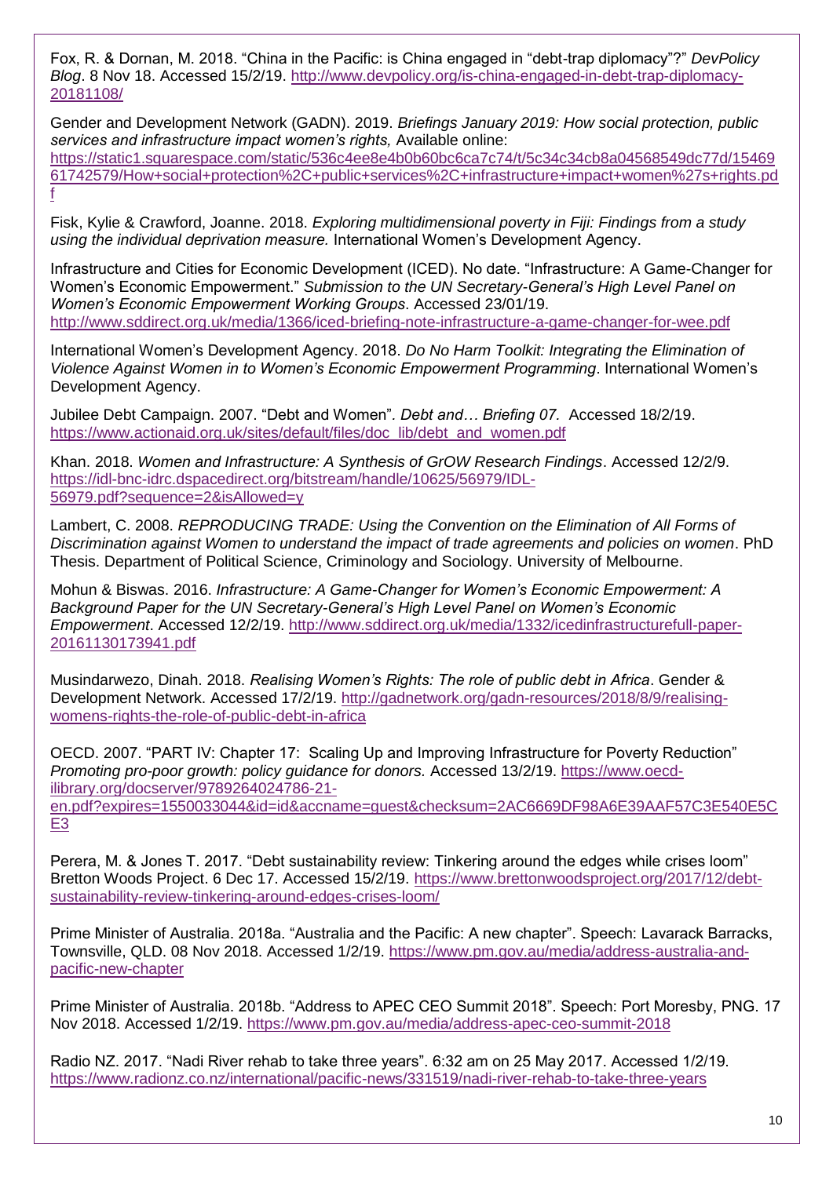Fox, R. & Dornan, M. 2018. "China in the Pacific: is China engaged in "debt-trap diplomacy"?" *DevPolicy Blog*. 8 Nov 18. Accessed 15/2/19. http://www.devpolicy.org/is-china-engaged-in-debt-trap-diplomacy-20181108/

Gender and Development Network (GADN). 2019. *Briefings January 2019: How social protection, public services and infrastructure impact women's rights,* Available online: https://static1.squarespace.com/static/536c4ee8e4b0b60bc6ca7c74/t/5c34c34cb8a04568549dc77d/1546961742579/How+social+protection%2C+public+services%2C+infrastructure+impact+women%27s+rights.pdf

Fisk, Kylie & Crawford, Joanne. 2018. *Exploring multidimensional poverty in Fiji: Findings from a study using the individual deprivation measure.* International Women's Development Agency.

Infrastructure and Cities for Economic Development (ICED). No date. "Infrastructure: A Game-Changer for Women's Economic Empowerment." *Submission to the UN Secretary-General's High Level Panel on Women's Economic Empowerment Working Groups*. Accessed 23/01/19. http://www.sddirect.org.uk/media/1366/iced-briefing-note-infrastructure-a-game-changer-for-wee.pdf

International Women's Development Agency. 2018. *Do No Harm Toolkit: Integrating the Elimination of Violence Against Women in to Women's Economic Empowerment Programming*. International Women's Development Agency.

Jubilee Debt Campaign. 2007. "Debt and Women". *Debt and… Briefing 07.* Accessed 18/2/19. https://www.actionaid.org.uk/sites/default/files/doc_lib/debt_and_women.pdf

Khan. 2018. *Women and Infrastructure: A Synthesis of GrOW Research Findings*. Accessed 12/2/9. https://idl-bnc-idrc.dspacedirect.org/bitstream/handle/10625/56979/IDL-56979.pdf?sequence=2&isAllowed=y

Lambert, C. 2008. *REPRODUCING TRADE: Using the Convention on the Elimination of All Forms of Discrimination against Women to understand the impact of trade agreements and policies on women*. PhD Thesis. Department of Political Science, Criminology and Sociology. University of Melbourne.

Mohun & Biswas. 2016. *Infrastructure: A Game-Changer for Women's Economic Empowerment: A Background Paper for the UN Secretary-General's High Level Panel on Women's Economic Empowerment*. Accessed 12/2/19. http://www.sddirect.org.uk/media/1332/icedinfrastructurefull-paper-20161130173941.pdf

Musindarwezo, Dinah. 2018. *Realising Women's Rights: The role of public debt in Africa*. Gender & Development Network. Accessed 17/2/19. http://gadnetwork.org/gadn-resources/2018/8/9/realising-womens-rights-the-role-of-public-debt-in-africa

OECD. 2007. "PART IV: Chapter 17: Scaling Up and Improving Infrastructure for Poverty Reduction" *Promoting pro-poor growth: policy guidance for donors.* Accessed 13/2/19. https://www.oecd-ilibrary.org/docserver/9789264024786-21-en.pdf?expires=1550033044&id=id&accname=guest&checksum=2AC6669DF98A6E39AAF57C3E540E5CE3

Perera, M. & Jones T. 2017. "Debt sustainability review: Tinkering around the edges while crises loom" Bretton Woods Project. 6 Dec 17. Accessed 15/2/19. https://www.brettonwoodsproject.org/2017/12/debt-sustainability-review-tinkering-around-edges-crises-loom/

Prime Minister of Australia. 2018a. "Australia and the Pacific: A new chapter". Speech: Lavarack Barracks, Townsville, QLD. 08 Nov 2018. Accessed 1/2/19. https://www.pm.gov.au/media/address-australia-and-pacific-new-chapter

Prime Minister of Australia. 2018b. "Address to APEC CEO Summit 2018". Speech: Port Moresby, PNG. 17 Nov 2018. Accessed 1/2/19. https://www.pm.gov.au/media/address-apec-ceo-summit-2018

Radio NZ. 2017. "Nadi River rehab to take three years". 6:32 am on 25 May 2017. Accessed 1/2/19. https://www.radionz.co.nz/international/pacific-news/331519/nadi-river-rehab-to-take-three-years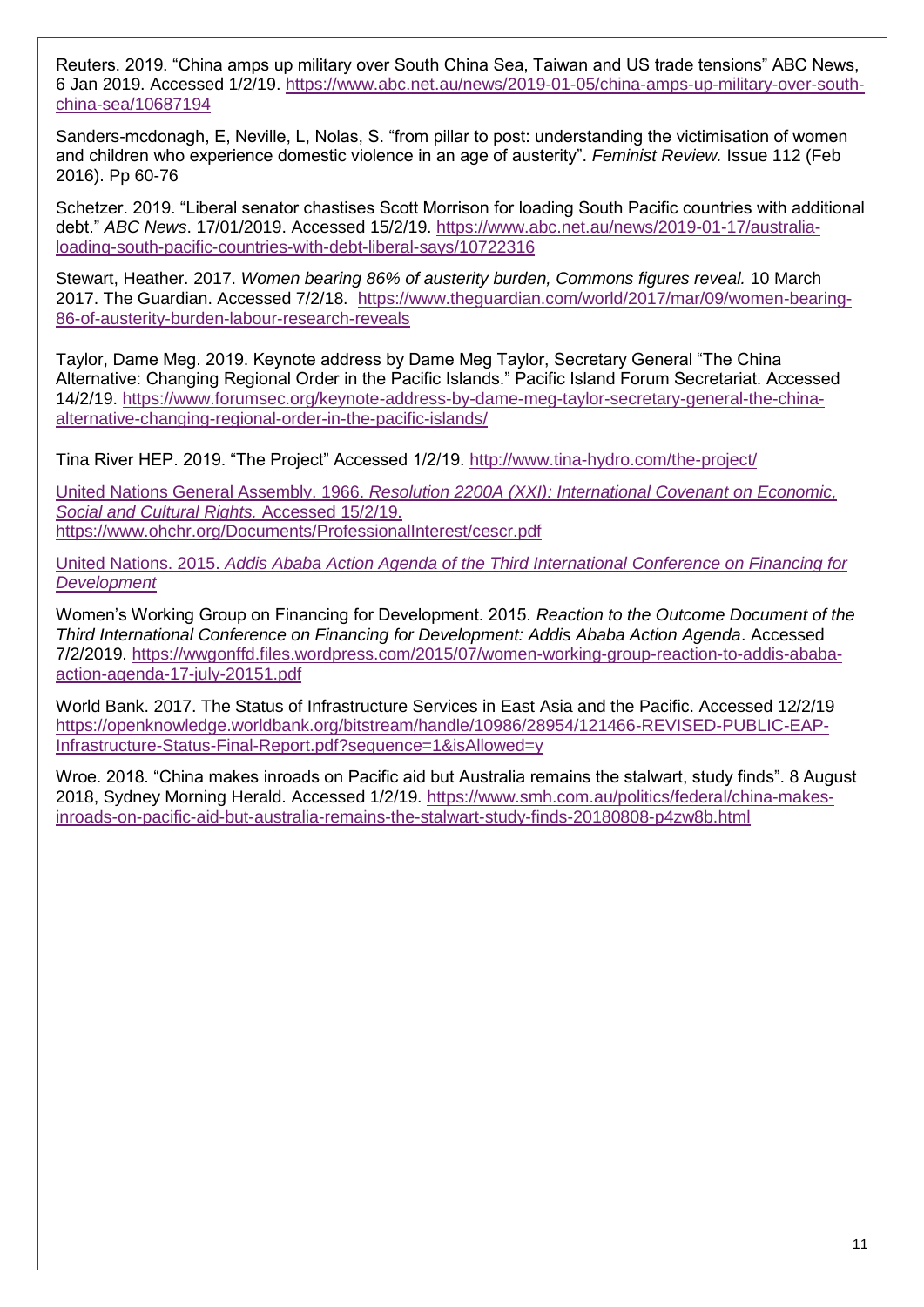Reuters. 2019. “China amps up military over South China Sea, Taiwan and US trade tensions” ABC News, 6 Jan 2019. Accessed 1/2/19. https://www.abc.net.au/news/2019-01-05/china-amps-up-military-over-south-china-sea/10687194

Sanders-mcdonagh, E, Neville, L, Nolas, S. “from pillar to post: understanding the victimisation of women and children who experience domestic violence in an age of austerity”. *Feminist Review.* Issue 112 (Feb 2016). Pp 60-76

Schetzer. 2019. “Liberal senator chastises Scott Morrison for loading South Pacific countries with additional debt.” *ABC News*. 17/01/2019. Accessed 15/2/19. https://www.abc.net.au/news/2019-01-17/australia-loading-south-pacific-countries-with-debt-liberal-says/10722316

Stewart, Heather. 2017. *Women bearing 86% of austerity burden, Commons figures reveal.* 10 March 2017. The Guardian. Accessed 7/2/18. https://www.theguardian.com/world/2017/mar/09/women-bearing-86-of-austerity-burden-labour-research-reveals

Taylor, Dame Meg. 2019. Keynote address by Dame Meg Taylor, Secretary General “The China Alternative: Changing Regional Order in the Pacific Islands.” Pacific Island Forum Secretariat. Accessed 14/2/19. https://www.forumsec.org/keynote-address-by-dame-meg-taylor-secretary-general-the-china-alternative-changing-regional-order-in-the-pacific-islands/

Tina River HEP. 2019. “The Project” Accessed 1/2/19. http://www.tina-hydro.com/the-project/

United Nations General Assembly. 1966. *Resolution 2200A (XXI): International Covenant on Economic, Social and Cultural Rights.* Accessed 15/2/19. https://www.ohchr.org/Documents/ProfessionalInterest/cescr.pdf

United Nations. 2015. *Addis Ababa Action Agenda of the Third International Conference on Financing for Development*

Women’s Working Group on Financing for Development. 2015. *Reaction to the Outcome Document of the Third International Conference on Financing for Development: Addis Ababa Action Agenda*. Accessed 7/2/2019. https://wwgonffd.files.wordpress.com/2015/07/women-working-group-reaction-to-addis-ababa-action-agenda-17-july-20151.pdf

World Bank. 2017. The Status of Infrastructure Services in East Asia and the Pacific. Accessed 12/2/19 https://openknowledge.worldbank.org/bitstream/handle/10986/28954/121466-REVISED-PUBLIC-EAP-Infrastructure-Status-Final-Report.pdf?sequence=1&isAllowed=y

Wroe. 2018. “China makes inroads on Pacific aid but Australia remains the stalwart, study finds”. 8 August 2018, Sydney Morning Herald. Accessed 1/2/19. https://www.smh.com.au/politics/federal/china-makes-inroads-on-pacific-aid-but-australia-remains-the-stalwart-study-finds-20180808-p4zw8b.html